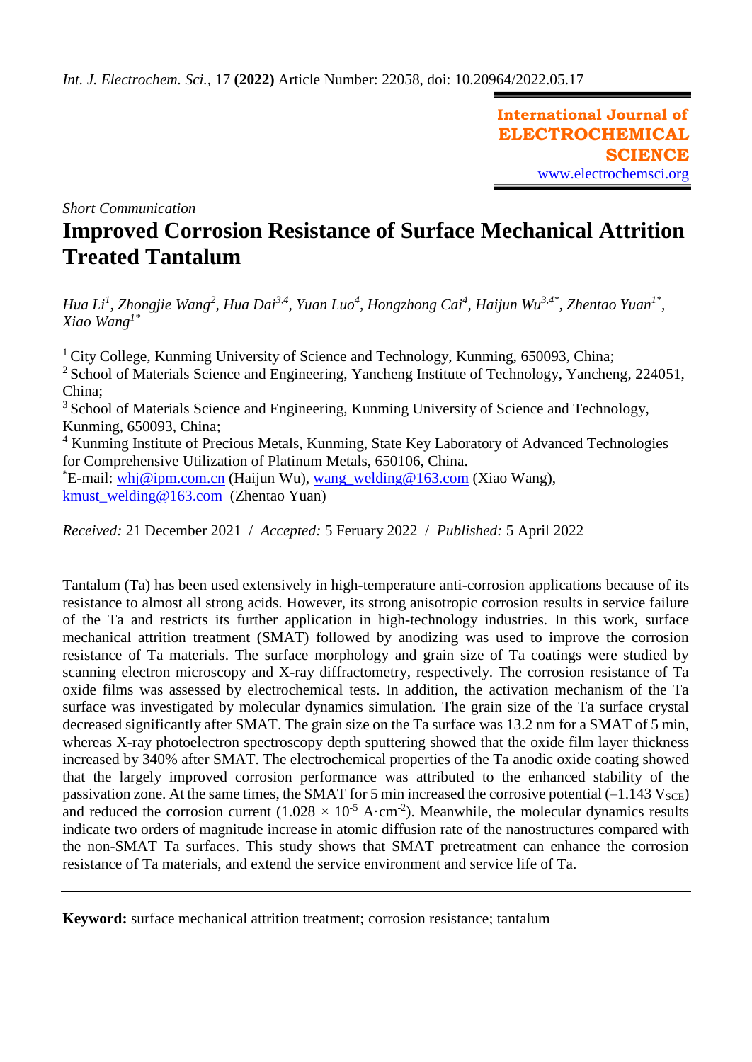*Int. J. Electrochem. Sci.,* 17 **(2022)** Article Number: 22058, doi: 10.20964/2022.05.17

**International Journal of ELECTROCHEMICAL SCIENCE**
www.electrochemsci.org

*Short Communication*

# Improved Corrosion Resistance of Surface Mechanical Attrition Treated Tantalum

*Hua Li*[1], *Zhongjie Wang*[2], *Hua Dai*[3,4], *Yuan Luo*[4], *Hongzhong Cai*[4], *Haijun Wu*[3,4*], *Zhentao Yuan*[1*], *Xiao Wang*[1*]

[1] City College, Kunming University of Science and Technology, Kunming, 650093, China;
[2] School of Materials Science and Engineering, Yancheng Institute of Technology, Yancheng, 224051, China;
[3] School of Materials Science and Engineering, Kunming University of Science and Technology, Kunming, 650093, China;
[4] Kunming Institute of Precious Metals, Kunming, State Key Laboratory of Advanced Technologies for Comprehensive Utilization of Platinum Metals, 650106, China.
[*]E-mail: whj@ipm.com.cn (Haijun Wu), wang_welding@163.com (Xiao Wang), kmust_welding@163.com (Zhentao Yuan)

*Received:* 21 December 2021 / *Accepted:* 5 Ferurary 2022 / *Published:* 5 April 2022

---

Tantalum (Ta) has been used extensively in high-temperature anti-corrosion applications because of its resistance to almost all strong acids. However, its strong anisotropic corrosion results in service failure of the Ta and restricts its further application in high-technology industries. In this work, surface mechanical attrition treatment (SMAT) followed by anodizing was used to improve the corrosion resistance of Ta materials. The surface morphology and grain size of Ta coatings were studied by scanning electron microscopy and X-ray diffractometry, respectively. The corrosion resistance of Ta oxide films was assessed by electrochemical tests. In addition, the activation mechanism of the Ta surface was investigated by molecular dynamics simulation. The grain size of the Ta surface crystal decreased significantly after SMAT. The grain size on the Ta surface was 13.2 nm for a SMAT of 5 min, whereas X-ray photoelectron spectroscopy depth sputtering showed that the oxide film layer thickness increased by 340% after SMAT. The electrochemical properties of the Ta anodic oxide coating showed that the largely improved corrosion performance was attributed to the enhanced stability of the passivation zone. At the same times, the SMAT for 5 min increased the corrosive potential (–1.143 $V_{SCE}$) and reduced the corrosion current ($1.028 \times 10^{-5}$ $A \cdot cm^{-2}$). Meanwhile, the molecular dynamics results indicate two orders of magnitude increase in atomic diffusion rate of the nanostructures compared with the non-SMAT Ta surfaces. This study shows that SMAT pretreatment can enhance the corrosion resistance of Ta materials, and extend the service environment and service life of Ta.

---

**Keyword:** surface mechanical attrition treatment; corrosion resistance; tantalum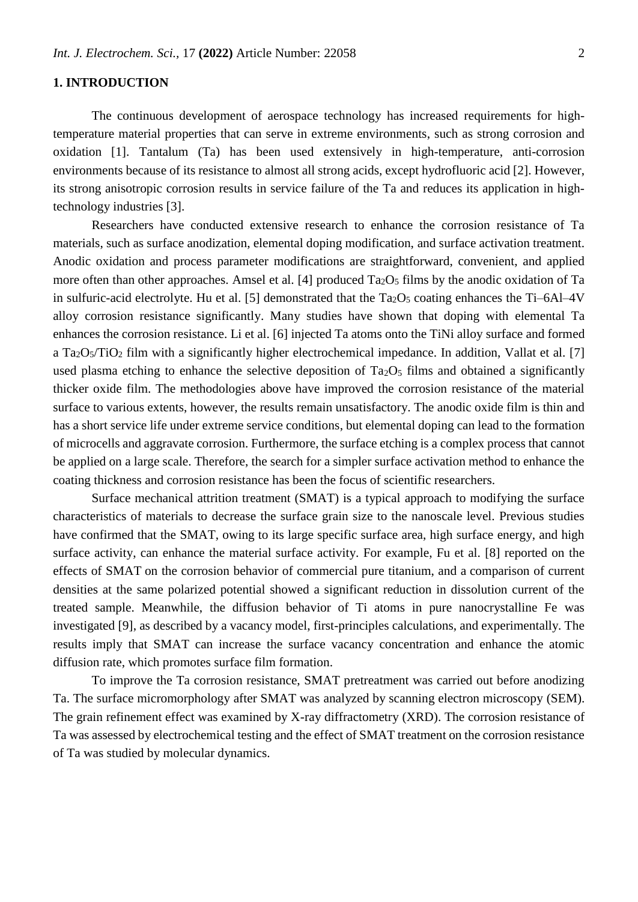## 1. INTRODUCTION

The continuous development of aerospace technology has increased requirements for high-temperature material properties that can serve in extreme environments, such as strong corrosion and oxidation [1]. Tantalum (Ta) has been used extensively in high-temperature, anti-corrosion environments because of its resistance to almost all strong acids, except hydrofluoric acid [2]. However, its strong anisotropic corrosion results in service failure of the Ta and reduces its application in high-technology industries [3].

Researchers have conducted extensive research to enhance the corrosion resistance of Ta materials, such as surface anodization, elemental doping modification, and surface activation treatment. Anodic oxidation and process parameter modifications are straightforward, convenient, and applied more often than other approaches. Amsel et al. [4] produced $Ta_2O_5$ films by the anodic oxidation of Ta in sulfuric-acid electrolyte. Hu et al. [5] demonstrated that the $Ta_2O_5$ coating enhances the Ti–6Al–4V alloy corrosion resistance significantly. Many studies have shown that doping with elemental Ta enhances the corrosion resistance. Li et al. [6] injected Ta atoms onto the TiNi alloy surface and formed a $Ta_2O_5/TiO_2$ film with a significantly higher electrochemical impedance. In addition, Vallat et al. [7] used plasma etching to enhance the selective deposition of $Ta_2O_5$ films and obtained a significantly thicker oxide film. The methodologies above have improved the corrosion resistance of the material surface to various extents, however, the results remain unsatisfactory. The anodic oxide film is thin and has a short service life under extreme service conditions, but elemental doping can lead to the formation of microcells and aggravate corrosion. Furthermore, the surface etching is a complex process that cannot be applied on a large scale. Therefore, the search for a simpler surface activation method to enhance the coating thickness and corrosion resistance has been the focus of scientific researchers.

Surface mechanical attrition treatment (SMAT) is a typical approach to modifying the surface characteristics of materials to decrease the surface grain size to the nanoscale level. Previous studies have confirmed that the SMAT, owing to its large specific surface area, high surface energy, and high surface activity, can enhance the material surface activity. For example, Fu et al. [8] reported on the effects of SMAT on the corrosion behavior of commercial pure titanium, and a comparison of current densities at the same polarized potential showed a significant reduction in dissolution current of the treated sample. Meanwhile, the diffusion behavior of Ti atoms in pure nanocrystalline Fe was investigated [9], as described by a vacancy model, first-principles calculations, and experimentally. The results imply that SMAT can increase the surface vacancy concentration and enhance the atomic diffusion rate, which promotes surface film formation.

To improve the Ta corrosion resistance, SMAT pretreatment was carried out before anodizing Ta. The surface micromorphology after SMAT was analyzed by scanning electron microscopy (SEM). The grain refinement effect was examined by X-ray diffractometry (XRD). The corrosion resistance of Ta was assessed by electrochemical testing and the effect of SMAT treatment on the corrosion resistance of Ta was studied by molecular dynamics.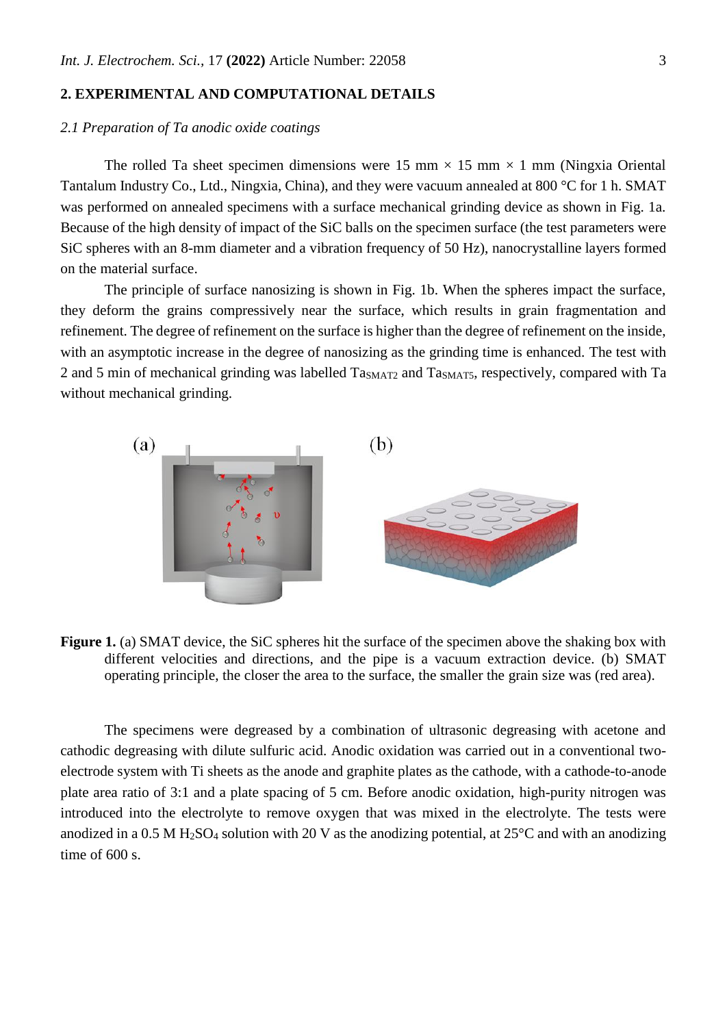## 2. EXPERIMENTAL AND COMPUTATIONAL DETAILS

### *2.1 Preparation of Ta anodic oxide coatings*

The rolled Ta sheet specimen dimensions were 15 mm × 15 mm × 1 mm (Ningxia Oriental Tantalum Industry Co., Ltd., Ningxia, China), and they were vacuum annealed at 800 °C for 1 h. SMAT was performed on annealed specimens with a surface mechanical grinding device as shown in Fig. 1a. Because of the high density of impact of the SiC balls on the specimen surface (the test parameters were SiC spheres with an 8-mm diameter and a vibration frequency of 50 Hz), nanocrystalline layers formed on the material surface.

The principle of surface nanosizing is shown in Fig. 1b. When the spheres impact the surface, they deform the grains compressively near the surface, which results in grain fragmentation and refinement. The degree of refinement on the surface is higher than the degree of refinement on the inside, with an asymptotic increase in the degree of nanosizing as the grinding time is enhanced. The test with 2 and 5 min of mechanical grinding was labelled $Ta_{SMAT2}$ and $Ta_{SMAT5}$, respectively, compared with Ta without mechanical grinding.

**Figure 1.** (a) SMAT device, the SiC spheres hit the surface of the specimen above the shaking box with different velocities and directions, and the pipe is a vacuum extraction device. (b) SMAT operating principle, the closer the area to the surface, the smaller the grain size was (red area).

The specimens were degreased by a combination of ultrasonic degreasing with acetone and cathodic degreasing with dilute sulfuric acid. Anodic oxidation was carried out in a conventional two-electrode system with Ti sheets as the anode and graphite plates as the cathode, with a cathode-to-anode plate area ratio of 3:1 and a plate spacing of 5 cm. Before anodic oxidation, high-purity nitrogen was introduced into the electrolyte to remove oxygen that was mixed in the electrolyte. The tests were anodized in a 0.5 M $H_2SO_4$ solution with 20 V as the anodizing potential, at 25°C and with an anodizing time of 600 s.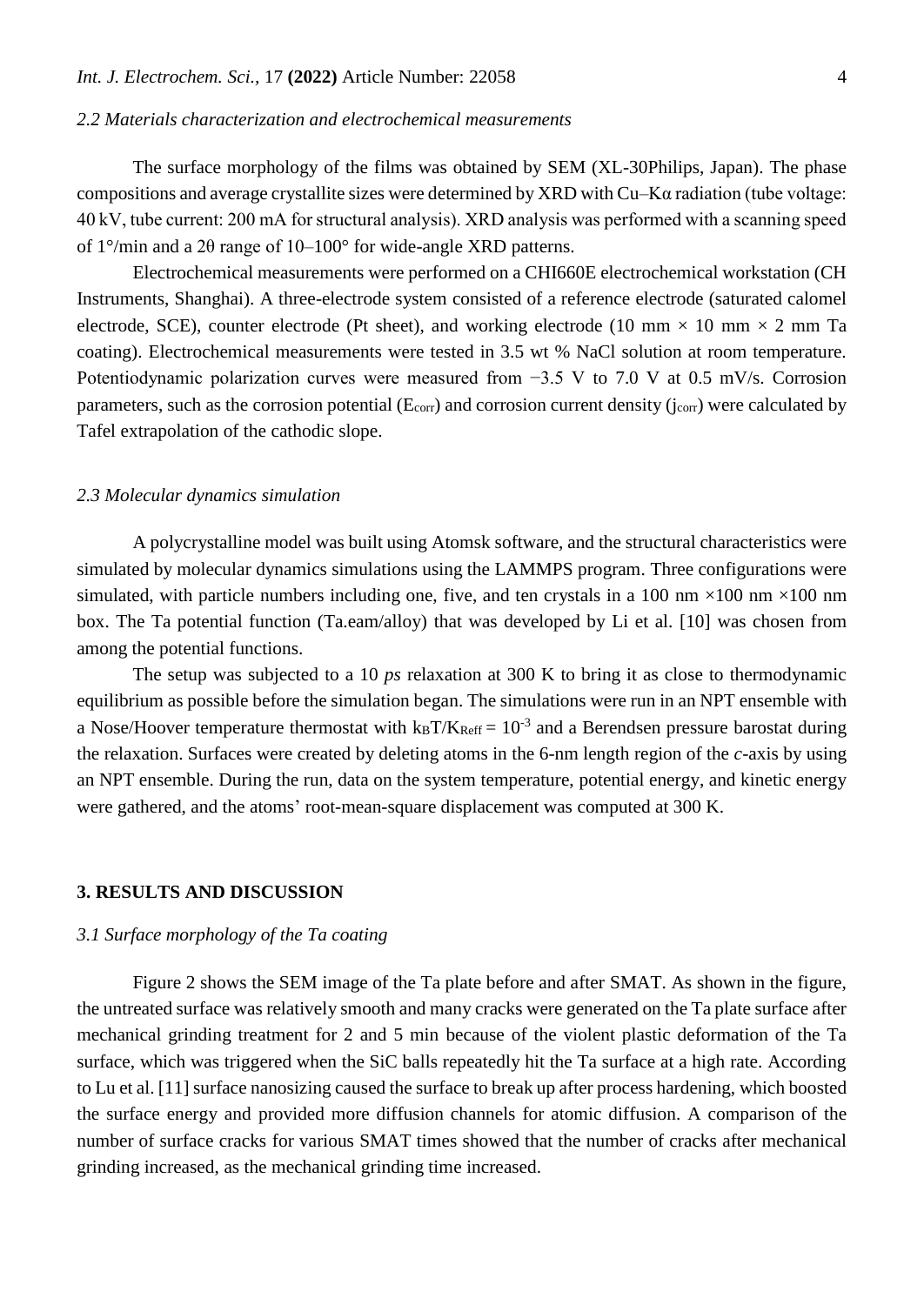### 2.2 Materials characterization and electrochemical measurements

The surface morphology of the films was obtained by SEM (XL-30Philips, Japan). The phase compositions and average crystallite sizes were determined by XRD with Cu–Kα radiation (tube voltage: 40 kV, tube current: 200 mA for structural analysis). XRD analysis was performed with a scanning speed of 1°/min and a 2θ range of 10–100° for wide-angle XRD patterns.

Electrochemical measurements were performed on a CHI660E electrochemical workstation (CH Instruments, Shanghai). A three-electrode system consisted of a reference electrode (saturated calomel electrode, SCE), counter electrode (Pt sheet), and working electrode (10 mm × 10 mm × 2 mm Ta coating). Electrochemical measurements were tested in 3.5 wt % NaCl solution at room temperature. Potentiodynamic polarization curves were measured from −3.5 V to 7.0 V at 0.5 mV/s. Corrosion parameters, such as the corrosion potential ($E_{corr}$) and corrosion current density ($j_{corr}$) were calculated by Tafel extrapolation of the cathodic slope.

### 2.3 Molecular dynamics simulation

A polycrystalline model was built using Atomsk software, and the structural characteristics were simulated by molecular dynamics simulations using the LAMMPS program. Three configurations were simulated, with particle numbers including one, five, and ten crystals in a 100 nm ×100 nm ×100 nm box. The Ta potential function (Ta.eam/alloy) that was developed by Li et al. [10] was chosen from among the potential functions.

The setup was subjected to a 10 *ps* relaxation at 300 K to bring it as close to thermodynamic equilibrium as possible before the simulation began. The simulations were run in an NPT ensemble with a Nose/Hoover temperature thermostat with $k_BT/K_{Reff} = 10^{-3}$ and a Berendsen pressure barostat during the relaxation. Surfaces were created by deleting atoms in the 6-nm length region of the *c*-axis by using an NPT ensemble. During the run, data on the system temperature, potential energy, and kinetic energy were gathered, and the atoms' root-mean-square displacement was computed at 300 K.

## 3. RESULTS AND DISCUSSION

### 3.1 Surface morphology of the Ta coating

Figure 2 shows the SEM image of the Ta plate before and after SMAT. As shown in the figure, the untreated surface was relatively smooth and many cracks were generated on the Ta plate surface after mechanical grinding treatment for 2 and 5 min because of the violent plastic deformation of the Ta surface, which was triggered when the SiC balls repeatedly hit the Ta surface at a high rate. According to Lu et al. [11] surface nanosizing caused the surface to break up after process hardening, which boosted the surface energy and provided more diffusion channels for atomic diffusion. A comparison of the number of surface cracks for various SMAT times showed that the number of cracks after mechanical grinding increased, as the mechanical grinding time increased.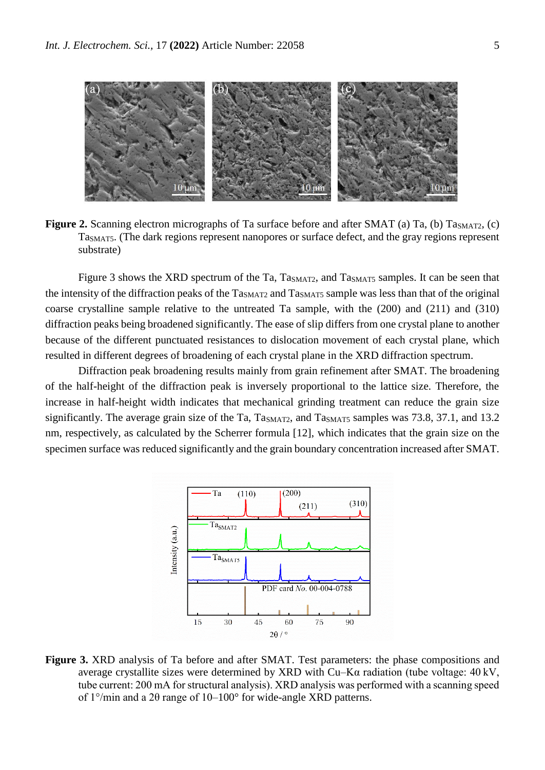**Figure 2.** Scanning electron micrographs of Ta surface before and after SMAT (a) Ta, (b) $Ta_{SMAT2}$, (c) $Ta_{SMAT5}$. (The dark regions represent nanopores or surface defect, and the gray regions represent substrate)

Figure 3 shows the XRD spectrum of the Ta, $Ta_{SMAT2}$, and $Ta_{SMAT5}$ samples. It can be seen that the intensity of the diffraction peaks of the $Ta_{SMAT2}$ and $Ta_{SMAT5}$ sample was less than that of the original coarse crystalline sample relative to the untreated Ta sample, with the (200) and (211) and (310) diffraction peaks being broadened significantly. The ease of slip differs from one crystal plane to another because of the different punctuated resistances to dislocation movement of each crystal plane, which resulted in different degrees of broadening of each crystal plane in the XRD diffraction spectrum.

Diffraction peak broadening results mainly from grain refinement after SMAT. The broadening of the half-height of the diffraction peak is inversely proportional to the lattice size. Therefore, the increase in half-height width indicates that mechanical grinding treatment can reduce the grain size significantly. The average grain size of the Ta, $Ta_{SMAT2}$, and $Ta_{SMAT5}$ samples was 73.8, 37.1, and 13.2 nm, respectively, as calculated by the Scherrer formula [12], which indicates that the grain size on the specimen surface was reduced significantly and the grain boundary concentration increased after SMAT.

**Figure 3.** XRD analysis of Ta before and after SMAT. Test parameters: the phase compositions and average crystallite sizes were determined by XRD with Cu–Kα radiation (tube voltage: 40 kV, tube current: 200 mA for structural analysis). XRD analysis was performed with a scanning speed of 1°/min and a 2θ range of 10–100° for wide-angle XRD patterns.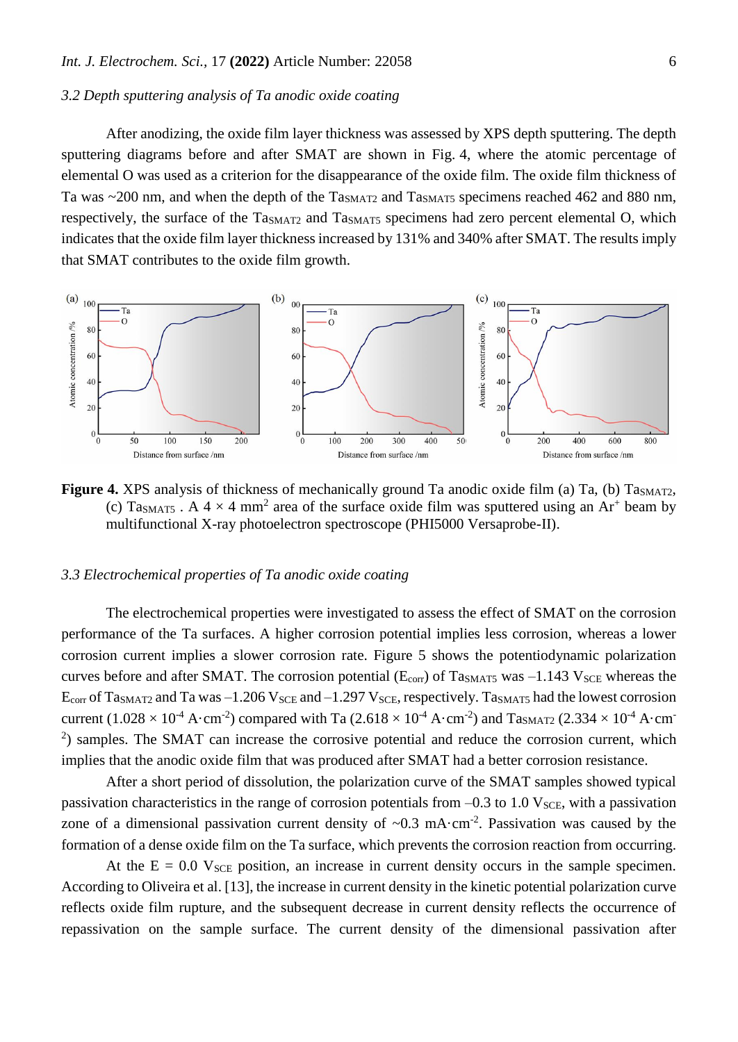### 3.2 Depth sputtering analysis of Ta anodic oxide coating

After anodizing, the oxide film layer thickness was assessed by XPS depth sputtering. The depth sputtering diagrams before and after SMAT are shown in Fig. 4, where the atomic percentage of elemental O was used as a criterion for the disappearance of the oxide film. The oxide film thickness of Ta was ~200 nm, and when the depth of the $Ta_{SMAT2}$ and $Ta_{SMAT5}$ specimens reached 462 and 880 nm, respectively, the surface of the $Ta_{SMAT2}$ and $Ta_{SMAT5}$ specimens had zero percent elemental O, which indicates that the oxide film layer thickness increased by 131% and 340% after SMAT. The results imply that SMAT contributes to the oxide film growth.

**Figure 4.** XPS analysis of thickness of mechanically ground Ta anodic oxide film (a) Ta, (b) $Ta_{SMAT2}$, (c) $Ta_{SMAT5}$ . A $4 \times 4$ mm$^2$ area of the surface oxide film was sputtered using an $Ar^+$ beam by multifunctional X-ray photoelectron spectroscope (PHI5000 Versaprobe-II).

### 3.3 Electrochemical properties of Ta anodic oxide coating

The electrochemical properties were investigated to assess the effect of SMAT on the corrosion performance of the Ta surfaces. A higher corrosion potential implies less corrosion, whereas a lower corrosion current implies a slower corrosion rate. Figure 5 shows the potentiodynamic polarization curves before and after SMAT. The corrosion potential ($E_{corr}$) of $Ta_{SMAT5}$ was –1.143 $V_{SCE}$ whereas the $E_{corr}$ of $Ta_{SMAT2}$ and Ta was –1.206 $V_{SCE}$ and –1.297 $V_{SCE}$, respectively. $Ta_{SMAT5}$ had the lowest corrosion current ($1.028 \times 10^{-4}$ $A \cdot cm^{-2}$) compared with Ta ($2.618 \times 10^{-4}$ $A \cdot cm^{-2}$) and $Ta_{SMAT2}$ ($2.334 \times 10^{-4}$ $A \cdot cm^{-2}$) samples. The SMAT can increase the corrosive potential and reduce the corrosion current, which implies that the anodic oxide film that was produced after SMAT had a better corrosion resistance.

After a short period of dissolution, the polarization curve of the SMAT samples showed typical passivation characteristics in the range of corrosion potentials from –0.3 to 1.0 $V_{SCE}$, with a passivation zone of a dimensional passivation current density of ~0.3 $mA \cdot cm^{-2}$. Passivation was caused by the formation of a dense oxide film on the Ta surface, which prevents the corrosion reaction from occurring.

At the E = 0.0 $V_{SCE}$ position, an increase in current density occurs in the sample specimen. According to Oliveira et al. [13], the increase in current density in the kinetic potential polarization curve reflects oxide film rupture, and the subsequent decrease in current density reflects the occurrence of repassivation on the sample surface. The current density of the dimensional passivation after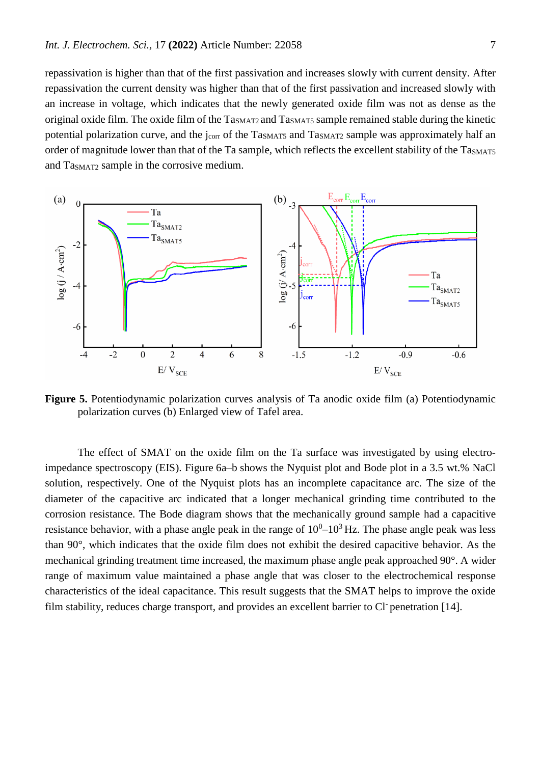repassivation is higher than that of the first passivation and increases slowly with current density. After repassivation the current density was higher than that of the first passivation and increased slowly with an increase in voltage, which indicates that the newly generated oxide film was not as dense as the original oxide film. The oxide film of the $Ta_{SMAT2}$ and $Ta_{SMAT5}$ sample remained stable during the kinetic potential polarization curve, and the $j_{corr}$ of the $Ta_{SMAT5}$ and $Ta_{SMAT2}$ sample was approximately half an order of magnitude lower than that of the Ta sample, which reflects the excellent stability of the $Ta_{SMAT5}$ and $Ta_{SMAT2}$ sample in the corrosive medium.

**Figure 5.** Potentiodynamic polarization curves analysis of Ta anodic oxide film (a) Potentiodynamic polarization curves (b) Enlarged view of Tafel area.

The effect of SMAT on the oxide film on the Ta surface was investigated by using electro-impedance spectroscopy (EIS). Figure 6a–b shows the Nyquist plot and Bode plot in a 3.5 wt.% NaCl solution, respectively. One of the Nyquist plots has an incomplete capacitance arc. The size of the diameter of the capacitive arc indicated that a longer mechanical grinding time contributed to the corrosion resistance. The Bode diagram shows that the mechanically ground sample had a capacitive resistance behavior, with a phase angle peak in the range of $10^0$–$10^3$ Hz. The phase angle peak was less than 90°, which indicates that the oxide film does not exhibit the desired capacitive behavior. As the mechanical grinding treatment time increased, the maximum phase angle peak approached 90°. A wider range of maximum value maintained a phase angle that was closer to the electrochemical response characteristics of the ideal capacitance. This result suggests that the SMAT helps to improve the oxide film stability, reduces charge transport, and provides an excellent barrier to $Cl^-$ penetration [14].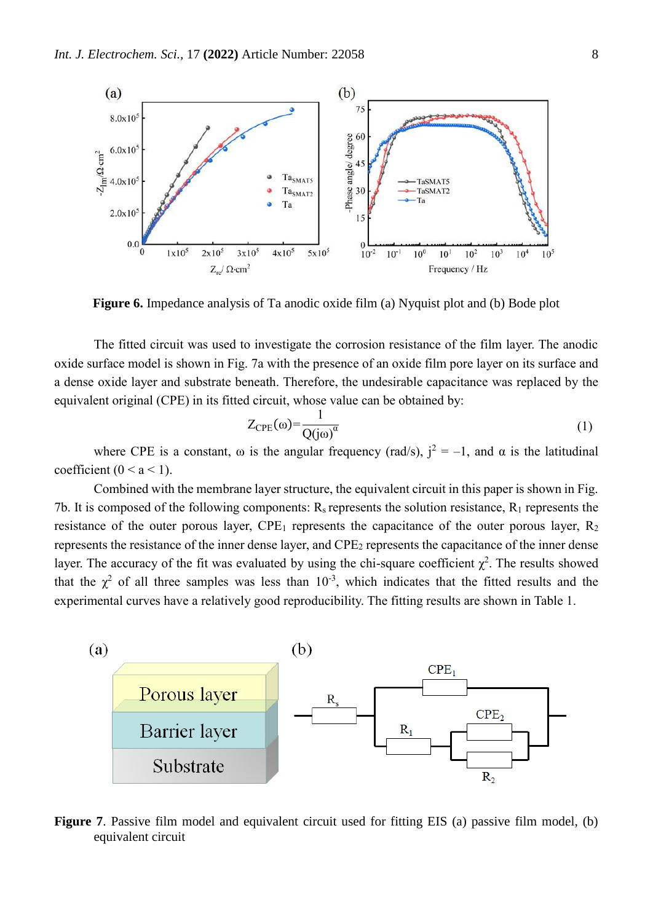**Figure 6.** Impedance analysis of Ta anodic oxide film (a) Nyquist plot and (b) Bode plot

The fitted circuit was used to investigate the corrosion resistance of the film layer. The anodic oxide surface model is shown in Fig. 7a with the presence of an oxide film pore layer on its surface and a dense oxide layer and substrate beneath. Therefore, the undesirable capacitance was replaced by the equivalent original (CPE) in its fitted circuit, whose value can be obtained by:

$$Z_{CPE}(\omega)=\frac{1}{Q(j\omega)^{\alpha}} \tag{1}$$

where CPE is a constant, ω is the angular frequency (rad/s), $j^2 = -1$, and α is the latitudinal coefficient ($0 < a < 1$).

Combined with the membrane layer structure, the equivalent circuit in this paper is shown in Fig. 7b. It is composed of the following components: $R_s$ represents the solution resistance, $R_1$ represents the resistance of the outer porous layer, $CPE_1$ represents the capacitance of the outer porous layer, $R_2$ represents the resistance of the inner dense layer, and $CPE_2$ represents the capacitance of the inner dense layer. The accuracy of the fit was evaluated by using the chi-square coefficient $\chi^2$. The results showed that the $\chi^2$ of all three samples was less than $10^{-3}$, which indicates that the fitted results and the experimental curves have a relatively good reproducibility. The fitting results are shown in Table 1.

**Figure 7**. Passive film model and equivalent circuit used for fitting EIS (a) passive film model, (b) equivalent circuit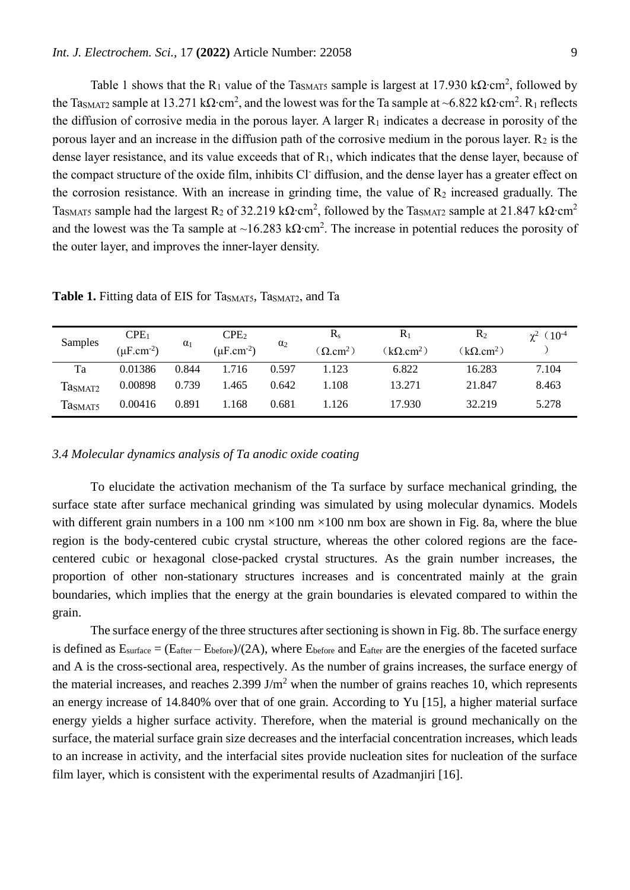Table 1 shows that the $R_1$ value of the $Ta_{SMAT5}$ sample is largest at 17.930 kΩ·cm$^2$, followed by the $Ta_{SMAT2}$ sample at 13.271 kΩ·cm$^2$, and the lowest was for the Ta sample at ~6.822 kΩ·cm$^2$. $R_1$ reflects the diffusion of corrosive media in the porous layer. A larger $R_1$ indicates a decrease in porosity of the porous layer and an increase in the diffusion path of the corrosive medium in the porous layer. $R_2$ is the dense layer resistance, and its value exceeds that of $R_1$, which indicates that the dense layer, because of the compact structure of the oxide film, inhibits $Cl^-$ diffusion, and the dense layer has a greater effect on the corrosion resistance. With an increase in grinding time, the value of $R_2$ increased gradually. The $Ta_{SMAT5}$ sample had the largest $R_2$ of 32.219 kΩ·cm$^2$, followed by the $Ta_{SMAT2}$ sample at 21.847 kΩ·cm$^2$ and the lowest was the Ta sample at ~16.283 kΩ·cm$^2$. The increase in potential reduces the porosity of the outer layer, and improves the inner-layer density.

**Table 1.** Fitting data of EIS for $Ta_{SMAT5}$, $Ta_{SMAT2}$, and Ta

| Samples | $CPE_1$ (μF.cm$^{-2}$) | $\alpha_1$ | $CPE_2$ (μF.cm$^{-2}$) | $\alpha_2$ | $R_s$ (Ω.cm$^2$) | $R_1$ (kΩ.cm$^2$) | $R_2$ (kΩ.cm$^2$) | $\chi^2$ ($10^{-4}$) |
|---|---|---|---|---|---|---|---|---|
| Ta | 0.01386 | 0.844 | 1.716 | 0.597 | 1.123 | 6.822 | 16.283 | 7.104 |
| $Ta_{SMAT2}$ | 0.00898 | 0.739 | 1.465 | 0.642 | 1.108 | 13.271 | 21.847 | 8.463 |
| $Ta_{SMAT5}$ | 0.00416 | 0.891 | 1.168 | 0.681 | 1.126 | 17.930 | 32.219 | 5.278 |

### *3.4 Molecular dynamics analysis of Ta anodic oxide coating*

To elucidate the activation mechanism of the Ta surface by surface mechanical grinding, the surface state after surface mechanical grinding was simulated by using molecular dynamics. Models with different grain numbers in a 100 nm ×100 nm ×100 nm box are shown in Fig. 8a, where the blue region is the body-centered cubic crystal structure, whereas the other colored regions are the face-centered cubic or hexagonal close-packed crystal structures. As the grain number increases, the proportion of other non-stationary structures increases and is concentrated mainly at the grain boundaries, which implies that the energy at the grain boundaries is elevated compared to within the grain.

The surface energy of the three structures after sectioning is shown in Fig. 8b. The surface energy is defined as $E_{surface} = (E_{after} - E_{before})/(2A)$, where $E_{before}$ and $E_{after}$ are the energies of the faceted surface and A is the cross-sectional area, respectively. As the number of grains increases, the surface energy of the material increases, and reaches 2.399 J/m$^2$ when the number of grains reaches 10, which represents an energy increase of 14.840% over that of one grain. According to Yu [15], a higher material surface energy yields a higher surface activity. Therefore, when the material is ground mechanically on the surface, the material surface grain size decreases and the interfacial concentration increases, which leads to an increase in activity, and the interfacial sites provide nucleation sites for nucleation of the surface film layer, which is consistent with the experimental results of Azadmanjiri [16].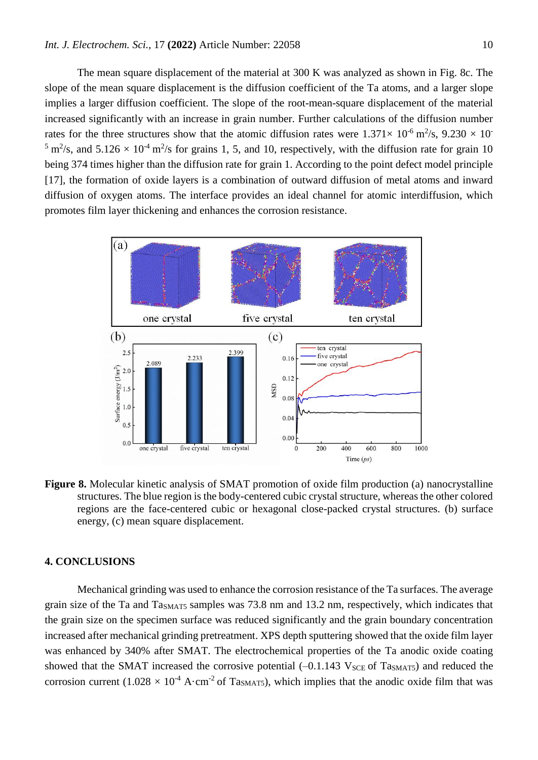The mean square displacement of the material at 300 K was analyzed as shown in Fig. 8c. The slope of the mean square displacement is the diffusion coefficient of the Ta atoms, and a larger slope implies a larger diffusion coefficient. The slope of the root-mean-square displacement of the material increased significantly with an increase in grain number. Further calculations of the diffusion number rates for the three structures show that the atomic diffusion rates were $1.371\times 10^{-6}$ $m^2/s$, $9.230 \times 10^{-5}$ $m^2/s$, and $5.126 \times 10^{-4}$ $m^2/s$ for grains 1, 5, and 10, respectively, with the diffusion rate for grain 10 being 374 times higher than the diffusion rate for grain 1. According to the point defect model principle [17], the formation of oxide layers is a combination of outward diffusion of metal atoms and inward diffusion of oxygen atoms. The interface provides an ideal channel for atomic interdiffusion, which promotes film layer thickening and enhances the corrosion resistance.

**Figure 8.** Molecular kinetic analysis of SMAT promotion of oxide film production (a) nanocrystalline structures. The blue region is the body-centered cubic crystal structure, whereas the other colored regions are the face-centered cubic or hexagonal close-packed crystal structures. (b) surface energy, (c) mean square displacement.

## 4. CONCLUSIONS

Mechanical grinding was used to enhance the corrosion resistance of the Ta surfaces. The average grain size of the Ta and $Ta_{SMAT5}$ samples was 73.8 nm and 13.2 nm, respectively, which indicates that the grain size on the specimen surface was reduced significantly and the grain boundary concentration increased after mechanical grinding pretreatment. XPS depth sputtering showed that the oxide film layer was enhanced by 340% after SMAT. The electrochemical properties of the Ta anodic oxide coating showed that the SMAT increased the corrosive potential (–0.1.143 $V_{SCE}$ of $Ta_{SMAT5}$) and reduced the corrosion current ($1.028 \times 10^{-4}$ $A\cdot cm^{-2}$ of $Ta_{SMAT5}$), which implies that the anodic oxide film that was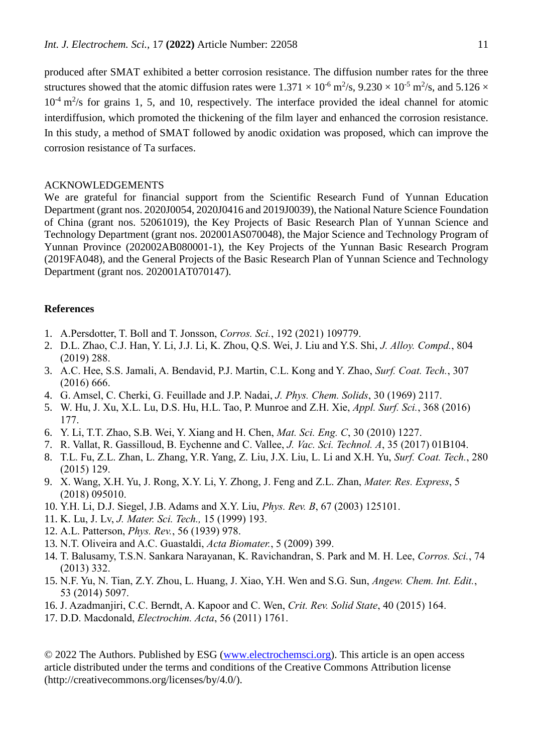produced after SMAT exhibited a better corrosion resistance. The diffusion number rates for the three structures showed that the atomic diffusion rates were $1.371 \times 10^{-6}$ m$^2$/s, $9.230 \times 10^{-5}$ m$^2$/s, and $5.126 \times 10^{-4}$ m$^2$/s for grains 1, 5, and 10, respectively. The interface provided the ideal channel for atomic interdiffusion, which promoted the thickening of the film layer and enhanced the corrosion resistance. In this study, a method of SMAT followed by anodic oxidation was proposed, which can improve the corrosion resistance of Ta surfaces.

ACKNOWLEDGEMENTS

We are grateful for financial support from the Scientific Research Fund of Yunnan Education Department (grant nos. 2020J0054, 2020J0416 and 2019J0039), the National Nature Science Foundation of China (grant nos. 52061019), the Key Projects of Basic Research Plan of Yunnan Science and Technology Department (grant nos. 202001AS070048), the Major Science and Technology Program of Yunnan Province (202002AB080001-1), the Key Projects of the Yunnan Basic Research Program (2019FA048), and the General Projects of the Basic Research Plan of Yunnan Science and Technology Department (grant nos. 202001AT070147).

## References

1. A.Persdotter, T. Boll and T. Jonsson, *Corros. Sci.*, 192 (2021) 109779.
2. D.L. Zhao, C.J. Han, Y. Li, J.J. Li, K. Zhou, Q.S. Wei, J. Liu and Y.S. Shi, *J. Alloy. Compd.*, 804 (2019) 288.
3. A.C. Hee, S.S. Jamali, A. Bendavid, P.J. Martin, C.L. Kong and Y. Zhao, *Surf. Coat. Tech.*, 307 (2016) 666.
4. G. Amsel, C. Cherki, G. Feuillade and J.P. Nadai, *J. Phys. Chem. Solids*, 30 (1969) 2117.
5. W. Hu, J. Xu, X.L. Lu, D.S. Hu, H.L. Tao, P. Munroe and Z.H. Xie, *Appl. Surf. Sci.*, 368 (2016) 177.
6. Y. Li, T.T. Zhao, S.B. Wei, Y. Xiang and H. Chen, *Mat. Sci. Eng. C*, 30 (2010) 1227.
7. R. Vallat, R. Gassilloud, B. Eychenne and C. Vallee, *J. Vac. Sci. Technol. A*, 35 (2017) 01B104.
8. T.L. Fu, Z.L. Zhan, L. Zhang, Y.R. Yang, Z. Liu, J.X. Liu, L. Li and X.H. Yu, *Surf. Coat. Tech.*, 280 (2015) 129.
9. X. Wang, X.H. Yu, J. Rong, X.Y. Li, Y. Zhong, J. Feng and Z.L. Zhan, *Mater. Res. Express*, 5 (2018) 095010.
10. Y.H. Li, D.J. Siegel, J.B. Adams and X.Y. Liu, *Phys. Rev. B*, 67 (2003) 125101.
11. K. Lu, J. Lv, *J. Mater. Sci. Tech.,* 15 (1999) 193.
12. A.L. Patterson, *Phys. Rev.*, 56 (1939) 978.
13. N.T. Oliveira and A.C. Guastaldi, *Acta Biomater.*, 5 (2009) 399.
14. T. Balusamy, T.S.N. Sankara Narayanan, K. Ravichandran, S. Park and M. H. Lee, *Corros. Sci.*, 74 (2013) 332.
15. N.F. Yu, N. Tian, Z.Y. Zhou, L. Huang, J. Xiao, Y.H. Wen and S.G. Sun, *Angew. Chem. Int. Edit.*, 53 (2014) 5097.
16. J. Azadmanjiri, C.C. Berndt, A. Kapoor and C. Wen, *Crit. Rev. Solid State*, 40 (2015) 164.
17. D.D. Macdonald, *Electrochim. Acta*, 56 (2011) 1761.

© 2022 The Authors. Published by ESG (www.electrochemsci.org). This article is an open access article distributed under the terms and conditions of the Creative Commons Attribution license (http://creativecommons.org/licenses/by/4.0/).